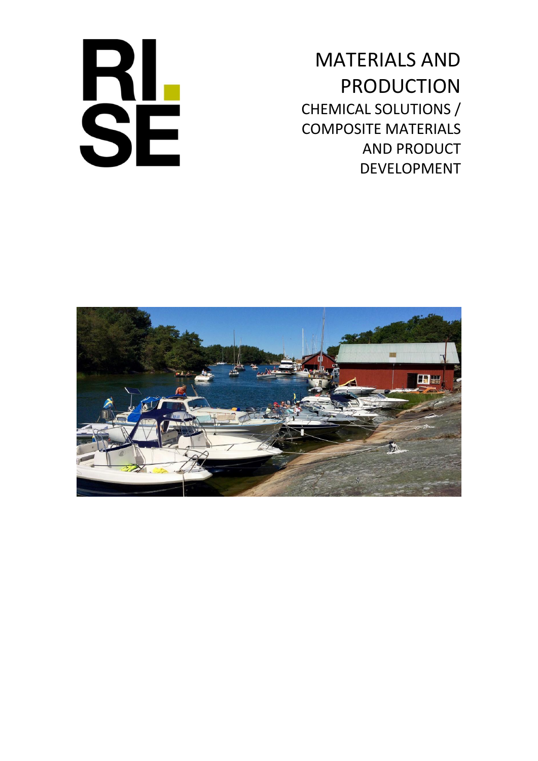RI. SE

MATERIALS AND PRODUCTION

CHEMICAL SOLUTIONS / COMPOSITE MATERIALS AND PRODUCT DEVELOPMENT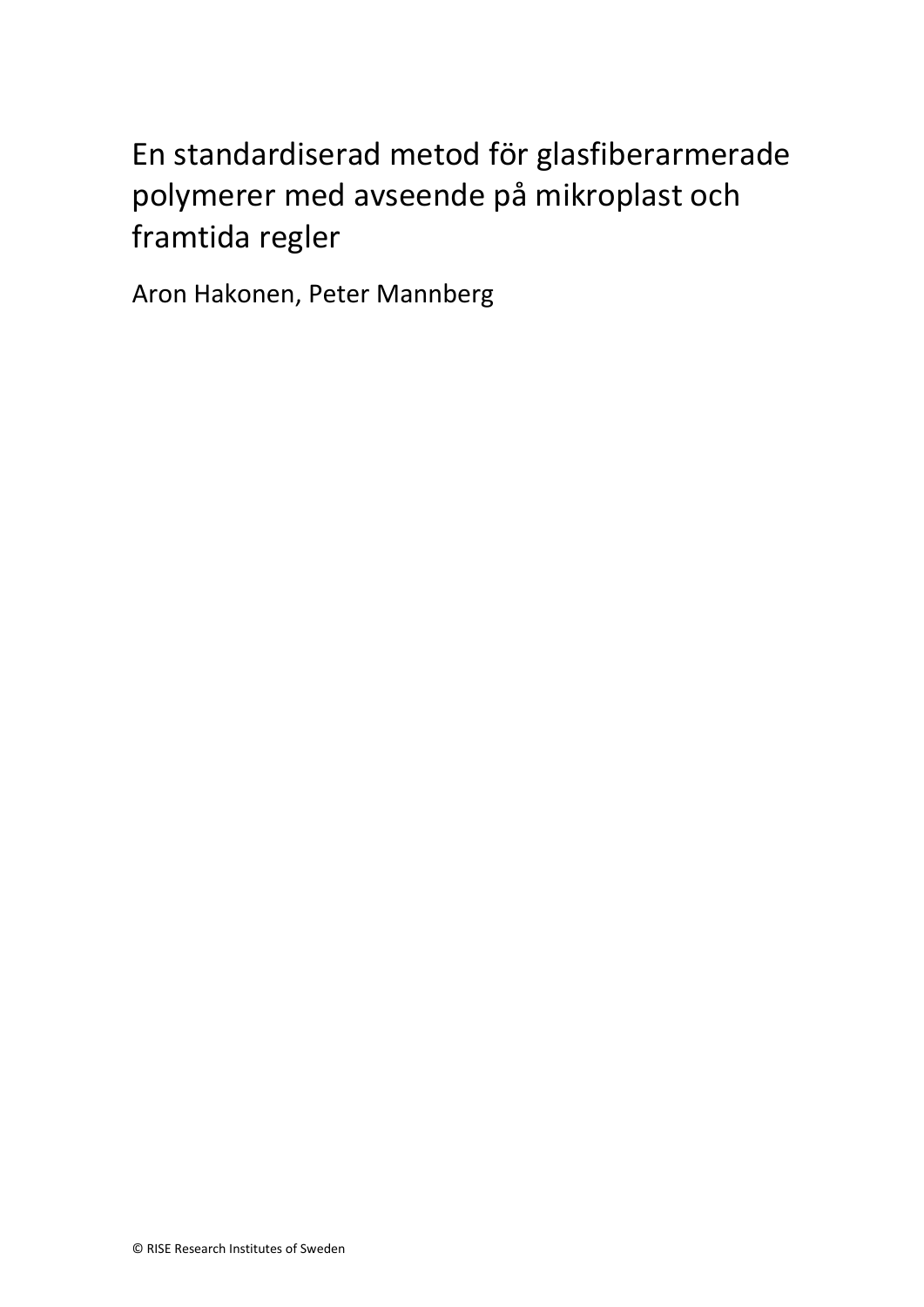# En standardiserad metod för glasfiberarmerade polymerer med avseende på mikroplast och framtida regler

Aron Hakonen, Peter Mannberg

© RISE Research Institutes of Sweden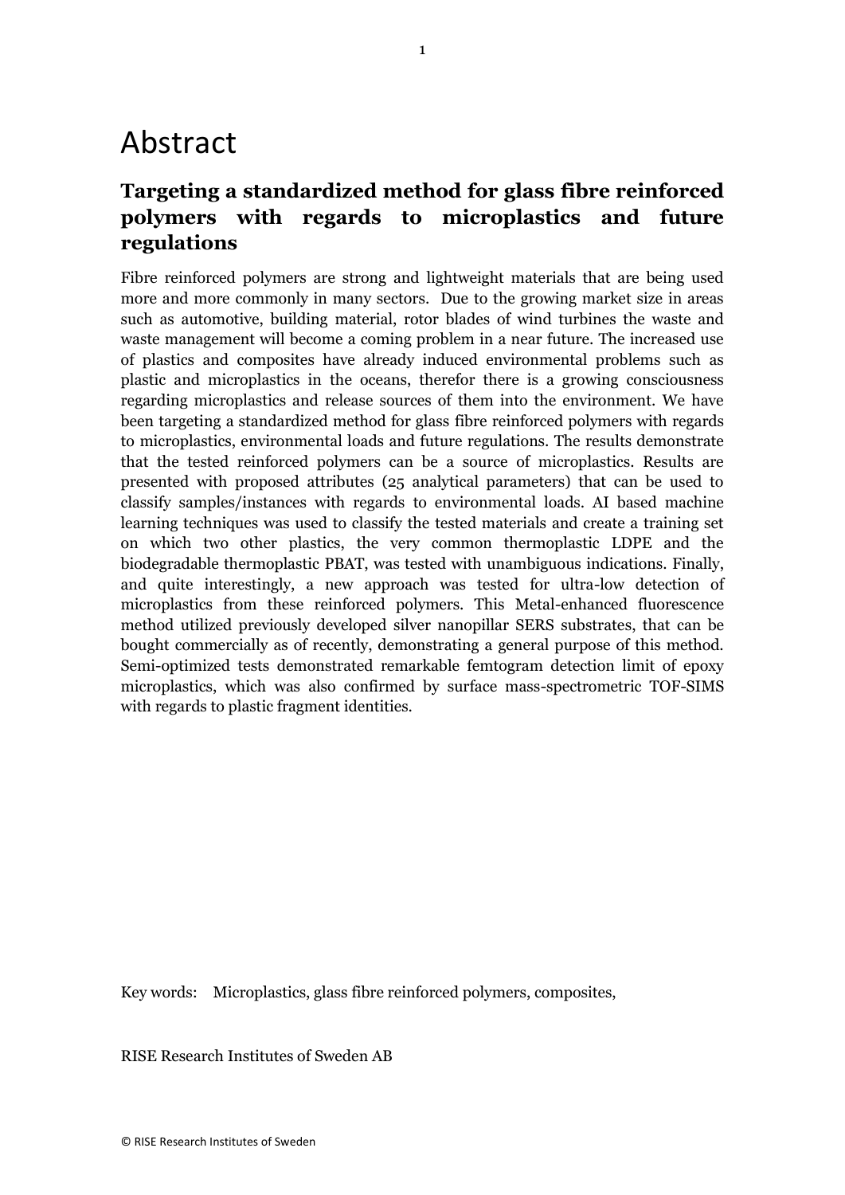# Abstract

## Targeting a standardized method for glass fibre reinforced polymers with regards to microplastics and future regulations

Fibre reinforced polymers are strong and lightweight materials that are being used more and more commonly in many sectors. Due to the growing market size in areas such as automotive, building material, rotor blades of wind turbines the waste and waste management will become a coming problem in a near future. The increased use of plastics and composites have already induced environmental problems such as plastic and microplastics in the oceans, therefor there is a growing consciousness regarding microplastics and release sources of them into the environment. We have been targeting a standardized method for glass fibre reinforced polymers with regards to microplastics, environmental loads and future regulations. The results demonstrate that the tested reinforced polymers can be a source of microplastics. Results are presented with proposed attributes (25 analytical parameters) that can be used to classify samples/instances with regards to environmental loads. AI based machine learning techniques was used to classify the tested materials and create a training set on which two other plastics, the very common thermoplastic LDPE and the biodegradable thermoplastic PBAT, was tested with unambiguous indications. Finally, and quite interestingly, a new approach was tested for ultra-low detection of microplastics from these reinforced polymers. This Metal-enhanced fluorescence method utilized previously developed silver nanopillar SERS substrates, that can be bought commercially as of recently, demonstrating a general purpose of this method. Semi-optimized tests demonstrated remarkable femtogram detection limit of epoxy microplastics, which was also confirmed by surface mass-spectrometric TOF-SIMS with regards to plastic fragment identities.

Key words: Microplastics, glass fibre reinforced polymers, composites,

RISE Research Institutes of Sweden AB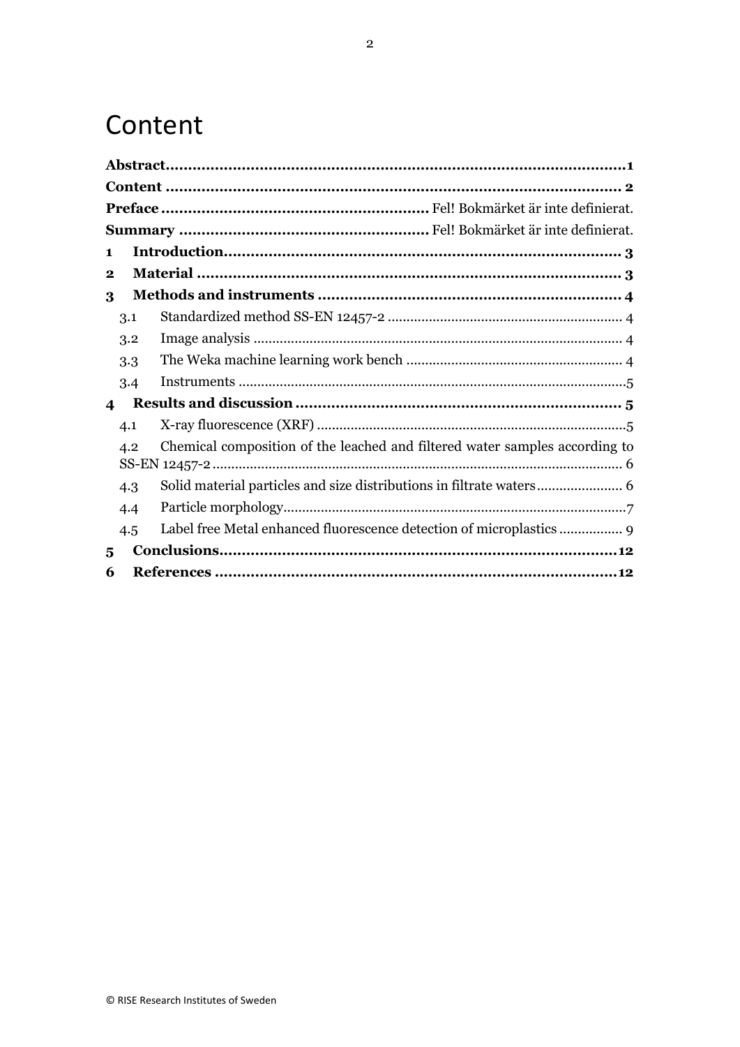# Content

**Abstract**......................................................................................................**1**

**Content** ..................................................................................................... **2**

**Preface** ........................................................... Fel! Bokmärket är inte definierat.

**Summary** ....................................................... Fel! Bokmärket är inte definierat.

**1 Introduction**......................................................................................... **3**

**2 Material** ............................................................................................... **3**

**3 Methods and instruments** .................................................................... **4**

- 3.1 Standardized method SS-EN 12457-2 .............................................................. 4
- 3.2 Image analysis .................................................................................................. 4
- 3.3 The Weka machine learning work bench ......................................................... 4
- 3.4 Instruments .......................................................................................................5

**4 Results and discussion** ......................................................................... **5**

- 4.1 X-ray fluorescence (XRF) ...................................................................................5
- 4.2 Chemical composition of the leached and filtered water samples according to SS-EN 12457-2 ............................................................................................................ 6
- 4.3 Solid material particles and size distributions in filtrate waters....................... 6
- 4.4 Particle morphology...........................................................................................7
- 4.5 Label free Metal enhanced fluorescence detection of microplastics ................ 9

**5 Conclusions**.........................................................................................**12**

**6 References** ..........................................................................................**12**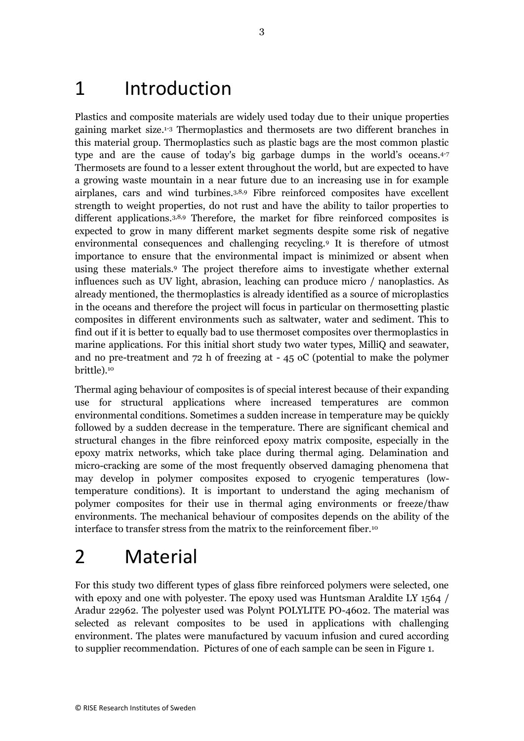# 1 Introduction

Plastics and composite materials are widely used today due to their unique properties gaining market size.[1-3] Thermoplastics and thermosets are two different branches in this material group. Thermoplastics such as plastic bags are the most common plastic type and are the cause of today's big garbage dumps in the world's oceans.[4-7] Thermosets are found to a lesser extent throughout the world, but are expected to have a growing waste mountain in a near future due to an increasing use in for example airplanes, cars and wind turbines.[3,8,9] Fibre reinforced composites have excellent strength to weight properties, do not rust and have the ability to tailor properties to different applications.[3,8,9] Therefore, the market for fibre reinforced composites is expected to grow in many different market segments despite some risk of negative environmental consequences and challenging recycling.[9] It is therefore of utmost importance to ensure that the environmental impact is minimized or absent when using these materials.[9] The project therefore aims to investigate whether external influences such as UV light, abrasion, leaching can produce micro / nanoplastics. As already mentioned, the thermoplastics is already identified as a source of microplastics in the oceans and therefore the project will focus in particular on thermosetting plastic composites in different environments such as saltwater, water and sediment. This to find out if it is better to equally bad to use thermoset composites over thermoplastics in marine applications. For this initial short study two water types, MilliQ and seawater, and no pre-treatment and 72 h of freezing at - 45 oC (potential to make the polymer brittle).[10]

Thermal aging behaviour of composites is of special interest because of their expanding use for structural applications where increased temperatures are common environmental conditions. Sometimes a sudden increase in temperature may be quickly followed by a sudden decrease in the temperature. There are significant chemical and structural changes in the fibre reinforced epoxy matrix composite, especially in the epoxy matrix networks, which take place during thermal aging. Delamination and micro-cracking are some of the most frequently observed damaging phenomena that may develop in polymer composites exposed to cryogenic temperatures (low-temperature conditions). It is important to understand the aging mechanism of polymer composites for their use in thermal aging environments or freeze/thaw environments. The mechanical behaviour of composites depends on the ability of the interface to transfer stress from the matrix to the reinforcement fiber.[10]

# 2 Material

For this study two different types of glass fibre reinforced polymers were selected, one with epoxy and one with polyester. The epoxy used was Huntsman Araldite LY 1564 / Aradur 22962. The polyester used was Polynt POLYLITE PO-4602. The material was selected as relevant composites to be used in applications with challenging environment. The plates were manufactured by vacuum infusion and cured according to supplier recommendation. Pictures of one of each sample can be seen in Figure 1.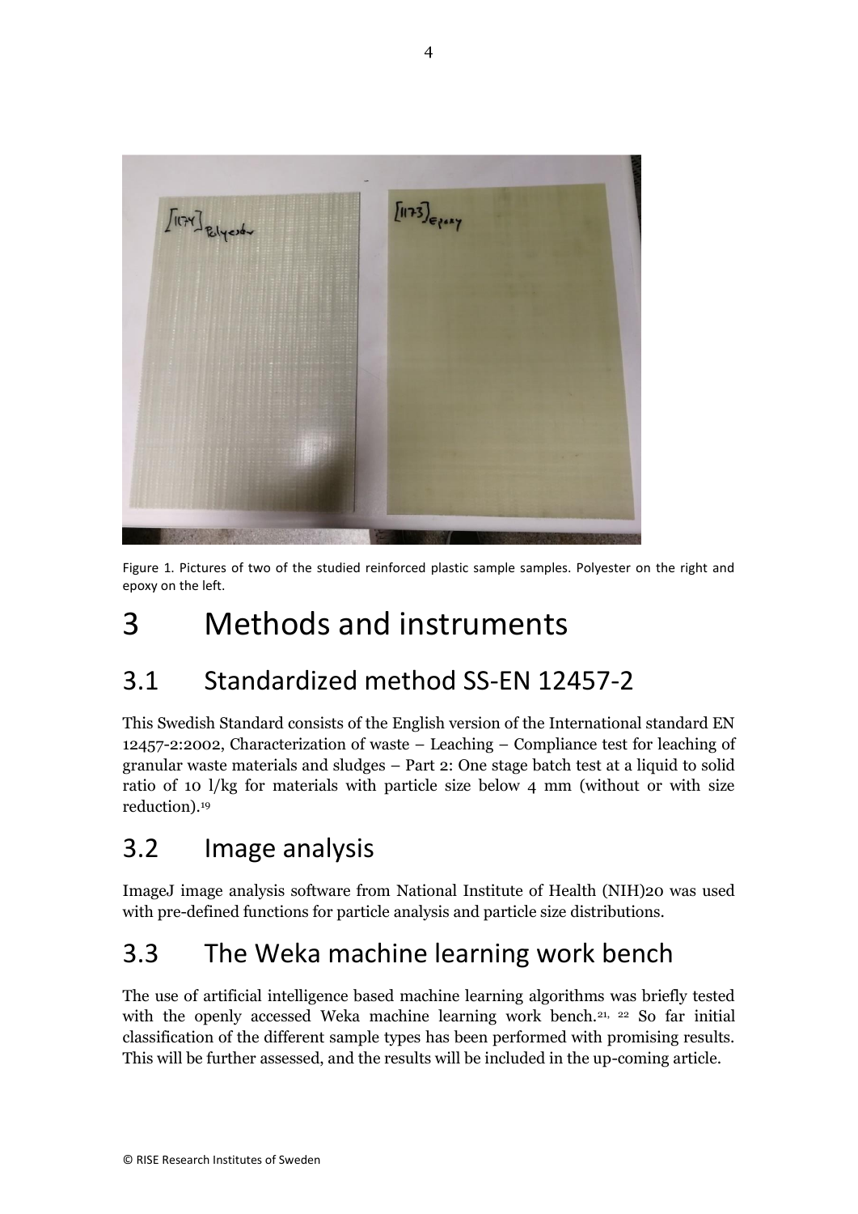Figure 1. Pictures of two of the studied reinforced plastic sample samples. Polyester on the right and epoxy on the left.

# 3 Methods and instruments

## 3.1 Standardized method SS-EN 12457-2

This Swedish Standard consists of the English version of the International standard EN 12457-2:2002, Characterization of waste – Leaching – Compliance test for leaching of granular waste materials and sludges – Part 2: One stage batch test at a liquid to solid ratio of 10 l/kg for materials with particle size below 4 mm (without or with size reduction).[19]

## 3.2 Image analysis

ImageJ image analysis software from National Institute of Health (NIH)20 was used with pre-defined functions for particle analysis and particle size distributions.

## 3.3 The Weka machine learning work bench

The use of artificial intelligence based machine learning algorithms was briefly tested with the openly accessed Weka machine learning work bench.[21, 22] So far initial classification of the different sample types has been performed with promising results. This will be further assessed, and the results will be included in the up-coming article.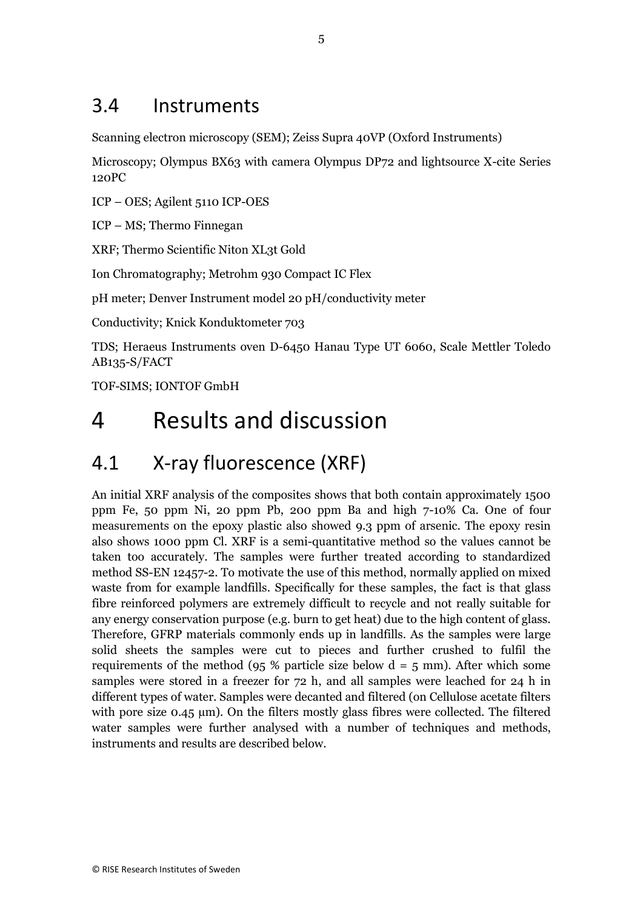## 3.4 Instruments

Scanning electron microscopy (SEM); Zeiss Supra 40VP (Oxford Instruments)

Microscopy; Olympus BX63 with camera Olympus DP72 and lightsource X-cite Series 120PC

ICP – OES; Agilent 5110 ICP-OES

ICP – MS; Thermo Finnegan

XRF; Thermo Scientific Niton XL3t Gold

Ion Chromatography; Metrohm 930 Compact IC Flex

pH meter; Denver Instrument model 20 pH/conductivity meter

Conductivity; Knick Konduktometer 703

TDS; Heraeus Instruments oven D-6450 Hanau Type UT 6060, Scale Mettler Toledo AB135-S/FACT

TOF-SIMS; IONTOF GmbH

# 4 Results and discussion

## 4.1 X-ray fluorescence (XRF)

An initial XRF analysis of the composites shows that both contain approximately 1500 ppm Fe, 50 ppm Ni, 20 ppm Pb, 200 ppm Ba and high 7-10% Ca. One of four measurements on the epoxy plastic also showed 9.3 ppm of arsenic. The epoxy resin also shows 1000 ppm Cl. XRF is a semi-quantitative method so the values cannot be taken too accurately. The samples were further treated according to standardized method SS-EN 12457-2. To motivate the use of this method, normally applied on mixed waste from for example landfills. Specifically for these samples, the fact is that glass fibre reinforced polymers are extremely difficult to recycle and not really suitable for any energy conservation purpose (e.g. burn to get heat) due to the high content of glass. Therefore, GFRP materials commonly ends up in landfills. As the samples were large solid sheets the samples were cut to pieces and further crushed to fulfil the requirements of the method (95 % particle size below d = 5 mm). After which some samples were stored in a freezer for 72 h, and all samples were leached for 24 h in different types of water. Samples were decanted and filtered (on Cellulose acetate filters with pore size 0.45 µm). On the filters mostly glass fibres were collected. The filtered water samples were further analysed with a number of techniques and methods, instruments and results are described below.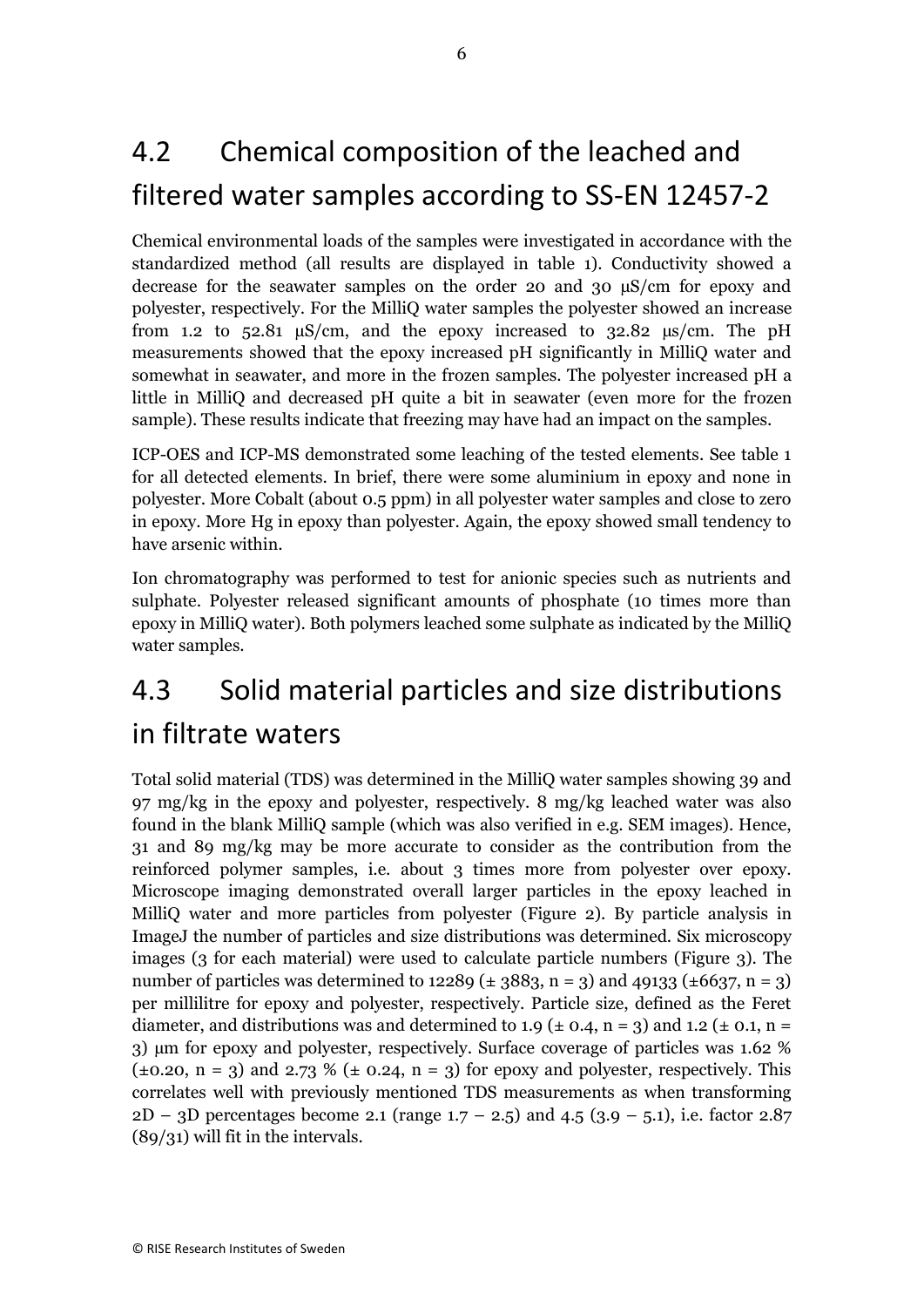## 4.2 Chemical composition of the leached and filtered water samples according to SS-EN 12457-2

Chemical environmental loads of the samples were investigated in accordance with the standardized method (all results are displayed in table 1). Conductivity showed a decrease for the seawater samples on the order 20 and 30 µS/cm for epoxy and polyester, respectively. For the MilliQ water samples the polyester showed an increase from 1.2 to 52.81 µS/cm, and the epoxy increased to 32.82 µs/cm. The pH measurements showed that the epoxy increased pH significantly in MilliQ water and somewhat in seawater, and more in the frozen samples. The polyester increased pH a little in MilliQ and decreased pH quite a bit in seawater (even more for the frozen sample). These results indicate that freezing may have had an impact on the samples.

ICP-OES and ICP-MS demonstrated some leaching of the tested elements. See table 1 for all detected elements. In brief, there were some aluminium in epoxy and none in polyester. More Cobalt (about 0.5 ppm) in all polyester water samples and close to zero in epoxy. More Hg in epoxy than polyester. Again, the epoxy showed small tendency to have arsenic within.

Ion chromatography was performed to test for anionic species such as nutrients and sulphate. Polyester released significant amounts of phosphate (10 times more than epoxy in MilliQ water). Both polymers leached some sulphate as indicated by the MilliQ water samples.

## 4.3 Solid material particles and size distributions in filtrate waters

Total solid material (TDS) was determined in the MilliQ water samples showing 39 and 97 mg/kg in the epoxy and polyester, respectively. 8 mg/kg leached water was also found in the blank MilliQ sample (which was also verified in e.g. SEM images). Hence, 31 and 89 mg/kg may be more accurate to consider as the contribution from the reinforced polymer samples, i.e. about 3 times more from polyester over epoxy. Microscope imaging demonstrated overall larger particles in the epoxy leached in MilliQ water and more particles from polyester (Figure 2). By particle analysis in ImageJ the number of particles and size distributions was determined. Six microscopy images (3 for each material) were used to calculate particle numbers (Figure 3). The number of particles was determined to 12289 (± 3883, $n = 3$) and 49133 (±6637, $n = 3$) per millilitre for epoxy and polyester, respectively. Particle size, defined as the Feret diameter, and distributions was and determined to 1.9 (± 0.4, $n = 3$) and 1.2 (± 0.1, $n = 3$) µm for epoxy and polyester, respectively. Surface coverage of particles was 1.62 % (±0.20, $n = 3$) and 2.73 % (± 0.24, $n = 3$) for epoxy and polyester, respectively. This correlates well with previously mentioned TDS measurements as when transforming 2D – 3D percentages become 2.1 (range 1.7 – 2.5) and 4.5 (3.9 – 5.1), i.e. factor 2.87 (89/31) will fit in the intervals.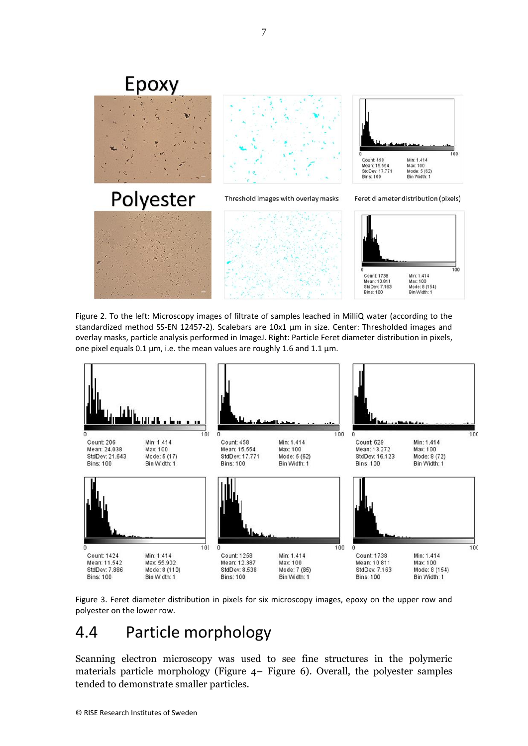Figure 2. To the left: Microscopy images of filtrate of samples leached in MilliQ water (according to the standardized method SS-EN 12457-2). Scalebars are 10x1 µm in size. Center: Thresholded images and overlay masks, particle analysis performed in ImageJ. Right: Particle Feret diameter distribution in pixels, one pixel equals 0.1 µm, i.e. the mean values are roughly 1.6 and 1.1 µm.

Figure 3. Feret diameter distribution in pixels for six microscopy images, epoxy on the upper row and polyester on the lower row.

## 4.4 Particle morphology

Scanning electron microscopy was used to see fine structures in the polymeric materials particle morphology (Figure 4– Figure 6). Overall, the polyester samples tended to demonstrate smaller particles.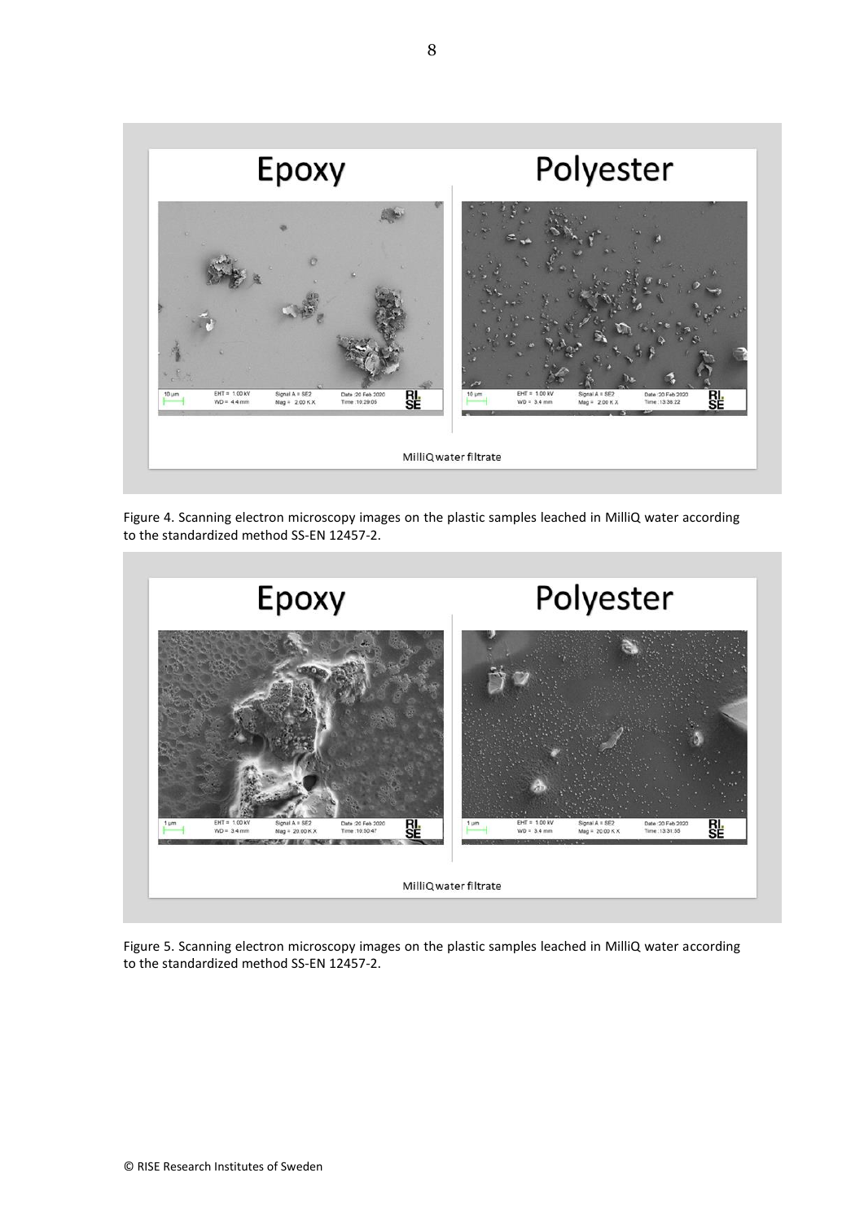Figure 4. Scanning electron microscopy images on the plastic samples leached in MilliQ water according to the standardized method SS-EN 12457-2.

Figure 5. Scanning electron microscopy images on the plastic samples leached in MilliQ water according to the standardized method SS-EN 12457-2.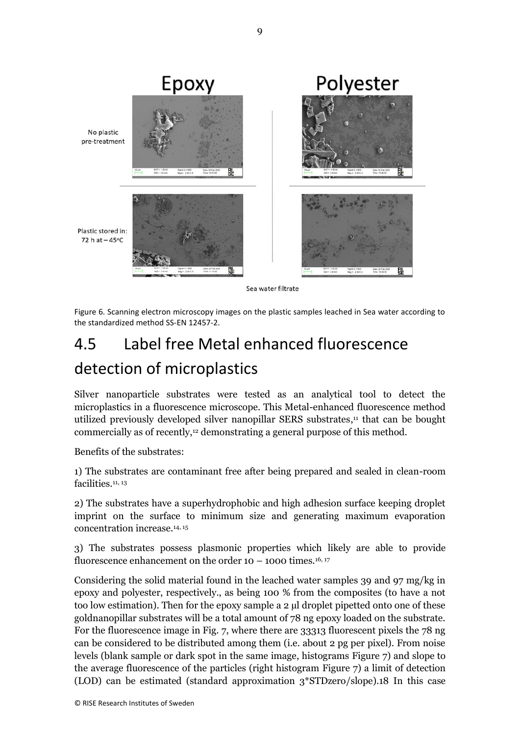Figure 6. Scanning electron microscopy images on the plastic samples leached in Sea water according to the standardized method SS-EN 12457-2.

## 4.5 Label free Metal enhanced fluorescence detection of microplastics

Silver nanoparticle substrates were tested as an analytical tool to detect the microplastics in a fluorescence microscope. This Metal-enhanced fluorescence method utilized previously developed silver nanopillar SERS substrates,[11] that can be bought commercially as of recently,[12] demonstrating a general purpose of this method.

Benefits of the substrates:

1) The substrates are contaminant free after being prepared and sealed in clean-room facilities.[11, 13]

2) The substrates have a superhydrophobic and high adhesion surface keeping droplet imprint on the surface to minimum size and generating maximum evaporation concentration increase.[14, 15]

3) The substrates possess plasmonic properties which likely are able to provide fluorescence enhancement on the order 10 – 1000 times.[16, 17]

Considering the solid material found in the leached water samples 39 and 97 mg/kg in epoxy and polyester, respectively., as being 100 % from the composites (to have a not too low estimation). Then for the epoxy sample a 2 µl droplet pipetted onto one of these goldnanopillar substrates will be a total amount of 78 ng epoxy loaded on the substrate. For the fluorescence image in Fig. 7, where there are 33313 fluorescent pixels the 78 ng can be considered to be distributed among them (i.e. about 2 pg per pixel). From noise levels (blank sample or dark spot in the same image, histograms Figure 7) and slope to the average fluorescence of the particles (right histogram Figure 7) a limit of detection (LOD) can be estimated (standard approximation 3*STDzero/slope).18 In this case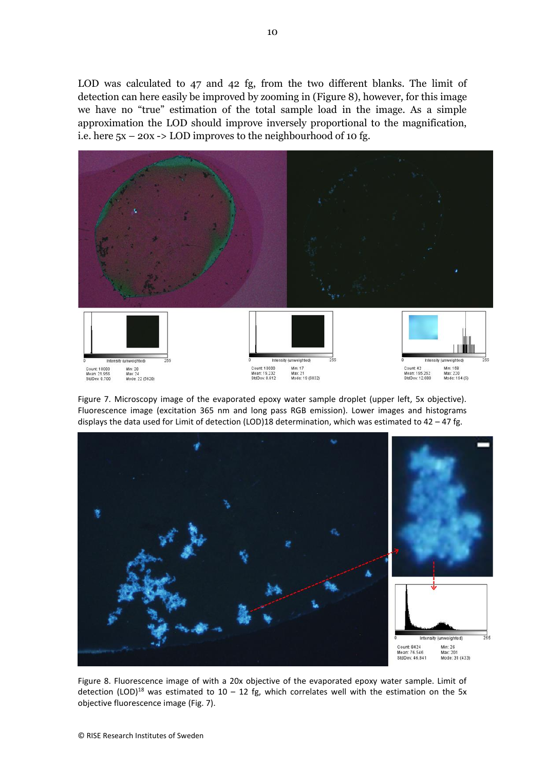LOD was calculated to 47 and 42 fg, from the two different blanks. The limit of detection can here easily be improved by zooming in (Figure 8), however, for this image we have no "true" estimation of the total sample load in the image. As a simple approximation the LOD should improve inversely proportional to the magnification, i.e. here 5x – 20x -> LOD improves to the neighbourhood of 10 fg.

Figure 7. Microscopy image of the evaporated epoxy water sample droplet (upper left, 5x objective). Fluorescence image (excitation 365 nm and long pass RGB emission). Lower images and histograms displays the data used for Limit of detection (LOD)[18] determination, which was estimated to 42 – 47 fg.

Figure 8. Fluorescence image of with a 20x objective of the evaporated epoxy water sample. Limit of detection (LOD)[18] was estimated to 10 – 12 fg, which correlates well with the estimation on the 5x objective fluorescence image (Fig. 7).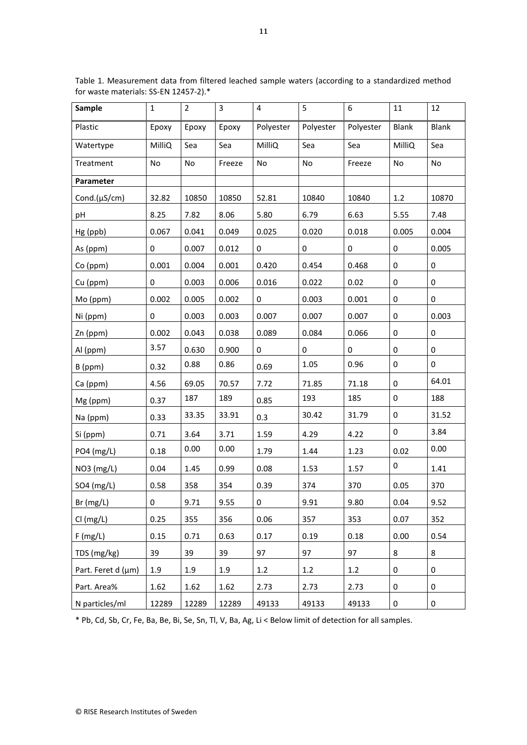Table 1. Measurement data from filtered leached sample waters (according to a standardized method for waste materials: SS-EN 12457-2).*

| Sample | 1 | 2 | 3 | 4 | 5 | 6 | 11 | 12 |
|---|---|---|---|---|---|---|---|---|
| Plastic | Epoxy | Epoxy | Epoxy | Polyester | Polyester | Polyester | Blank | Blank |
| Watertype | MilliQ | Sea | Sea | MilliQ | Sea | Sea | MilliQ | Sea |
| Treatment | No | No | Freeze | No | No | Freeze | No | No |
| **Parameter** | | | | | | | | |
| Cond.(µS/cm) | 32.82 | 10850 | 10850 | 52.81 | 10840 | 10840 | 1.2 | 10870 |
| pH | 8.25 | 7.82 | 8.06 | 5.80 | 6.79 | 6.63 | 5.55 | 7.48 |
| Hg (ppb) | 0.067 | 0.041 | 0.049 | 0.025 | 0.020 | 0.018 | 0.005 | 0.004 |
| As (ppm) | 0 | 0.007 | 0.012 | 0 | 0 | 0 | 0 | 0.005 |
| Co (ppm) | 0.001 | 0.004 | 0.001 | 0.420 | 0.454 | 0.468 | 0 | 0 |
| Cu (ppm) | 0 | 0.003 | 0.006 | 0.016 | 0.022 | 0.02 | 0 | 0 |
| Mo (ppm) | 0.002 | 0.005 | 0.002 | 0 | 0.003 | 0.001 | 0 | 0 |
| Ni (ppm) | 0 | 0.003 | 0.003 | 0.007 | 0.007 | 0.007 | 0 | 0.003 |
| Zn (ppm) | 0.002 | 0.043 | 0.038 | 0.089 | 0.084 | 0.066 | 0 | 0 |
| Al (ppm) | 3.57 | 0.630 | 0.900 | 0 | 0 | 0 | 0 | 0 |
| B (ppm) | 0.32 | 0.88 | 0.86 | 0.69 | 1.05 | 0.96 | 0 | 0 |
| Ca (ppm) | 4.56 | 69.05 | 70.57 | 7.72 | 71.85 | 71.18 | 0 | 64.01 |
| Mg (ppm) | 0.37 | 187 | 189 | 0.85 | 193 | 185 | 0 | 188 |
| Na (ppm) | 0.33 | 33.35 | 33.91 | 0.3 | 30.42 | 31.79 | 0 | 31.52 |
| Si (ppm) | 0.71 | 3.64 | 3.71 | 1.59 | 4.29 | 4.22 | 0 | 3.84 |
| PO4 (mg/L) | 0.18 | 0.00 | 0.00 | 1.79 | 1.44 | 1.23 | 0.02 | 0.00 |
| NO3 (mg/L) | 0.04 | 1.45 | 0.99 | 0.08 | 1.53 | 1.57 | 0 | 1.41 |
| SO4 (mg/L) | 0.58 | 358 | 354 | 0.39 | 374 | 370 | 0.05 | 370 |
| Br (mg/L) | 0 | 9.71 | 9.55 | 0 | 9.91 | 9.80 | 0.04 | 9.52 |
| Cl (mg/L) | 0.25 | 355 | 356 | 0.06 | 357 | 353 | 0.07 | 352 |
| F (mg/L) | 0.15 | 0.71 | 0.63 | 0.17 | 0.19 | 0.18 | 0.00 | 0.54 |
| TDS (mg/kg) | 39 | 39 | 39 | 97 | 97 | 97 | 8 | 8 |
| Part. Feret d (µm) | 1.9 | 1.9 | 1.9 | 1.2 | 1.2 | 1.2 | 0 | 0 |
| Part. Area% | 1.62 | 1.62 | 1.62 | 2.73 | 2.73 | 2.73 | 0 | 0 |
| N particles/ml | 12289 | 12289 | 12289 | 49133 | 49133 | 49133 | 0 | 0 |

* Pb, Cd, Sb, Cr, Fe, Ba, Be, Bi, Se, Sn, Tl, V, Ba, Ag, Li < Below limit of detection for all samples.

© RISE Research Institutes of Sweden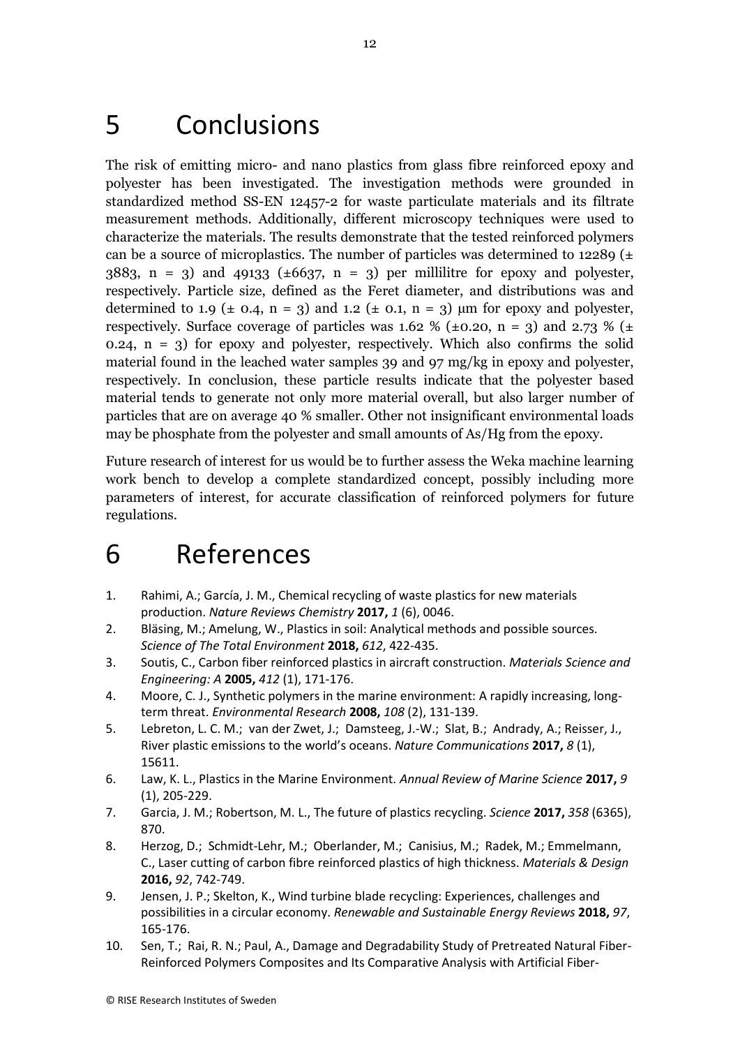# 5 Conclusions

The risk of emitting micro- and nano plastics from glass fibre reinforced epoxy and polyester has been investigated. The investigation methods were grounded in standardized method SS-EN 12457-2 for waste particulate materials and its filtrate measurement methods. Additionally, different microscopy techniques were used to characterize the materials. The results demonstrate that the tested reinforced polymers can be a source of microplastics. The number of particles was determined to 12289 (± 3883, n = 3) and 49133 (±6637, n = 3) per millilitre for epoxy and polyester, respectively. Particle size, defined as the Feret diameter, and distributions was and determined to 1.9 (± 0.4, n = 3) and 1.2 (± 0.1, n = 3) µm for epoxy and polyester, respectively. Surface coverage of particles was 1.62 % (±0.20, n = 3) and 2.73 % (± 0.24, n = 3) for epoxy and polyester, respectively. Which also confirms the solid material found in the leached water samples 39 and 97 mg/kg in epoxy and polyester, respectively. In conclusion, these particle results indicate that the polyester based material tends to generate not only more material overall, but also larger number of particles that are on average 40 % smaller. Other not insignificant environmental loads may be phosphate from the polyester and small amounts of As/Hg from the epoxy.

Future research of interest for us would be to further assess the Weka machine learning work bench to develop a complete standardized concept, possibly including more parameters of interest, for accurate classification of reinforced polymers for future regulations.

# 6 References

1. Rahimi, A.; García, J. M., Chemical recycling of waste plastics for new materials production. *Nature Reviews Chemistry* **2017,** *1* (6), 0046.
2. Bläsing, M.; Amelung, W., Plastics in soil: Analytical methods and possible sources. *Science of The Total Environment* **2018,** *612*, 422-435.
3. Soutis, C., Carbon fiber reinforced plastics in aircraft construction. *Materials Science and Engineering: A* **2005,** *412* (1), 171-176.
4. Moore, C. J., Synthetic polymers in the marine environment: A rapidly increasing, long-term threat. *Environmental Research* **2008,** *108* (2), 131-139.
5. Lebreton, L. C. M.; van der Zwet, J.; Damsteeg, J.-W.; Slat, B.; Andrady, A.; Reisser, J., River plastic emissions to the world's oceans. *Nature Communications* **2017,** *8* (1), 15611.
6. Law, K. L., Plastics in the Marine Environment. *Annual Review of Marine Science* **2017,** *9* (1), 205-229.
7. Garcia, J. M.; Robertson, M. L., The future of plastics recycling. *Science* **2017,** *358* (6365), 870.
8. Herzog, D.; Schmidt-Lehr, M.; Oberlander, M.; Canisius, M.; Radek, M.; Emmelmann, C., Laser cutting of carbon fibre reinforced plastics of high thickness. *Materials & Design* **2016,** *92*, 742-749.
9. Jensen, J. P.; Skelton, K., Wind turbine blade recycling: Experiences, challenges and possibilities in a circular economy. *Renewable and Sustainable Energy Reviews* **2018,** *97*, 165-176.
10. Sen, T.; Rai, R. N.; Paul, A., Damage and Degradability Study of Pretreated Natural Fiber-Reinforced Polymers Composites and Its Comparative Analysis with Artificial Fiber-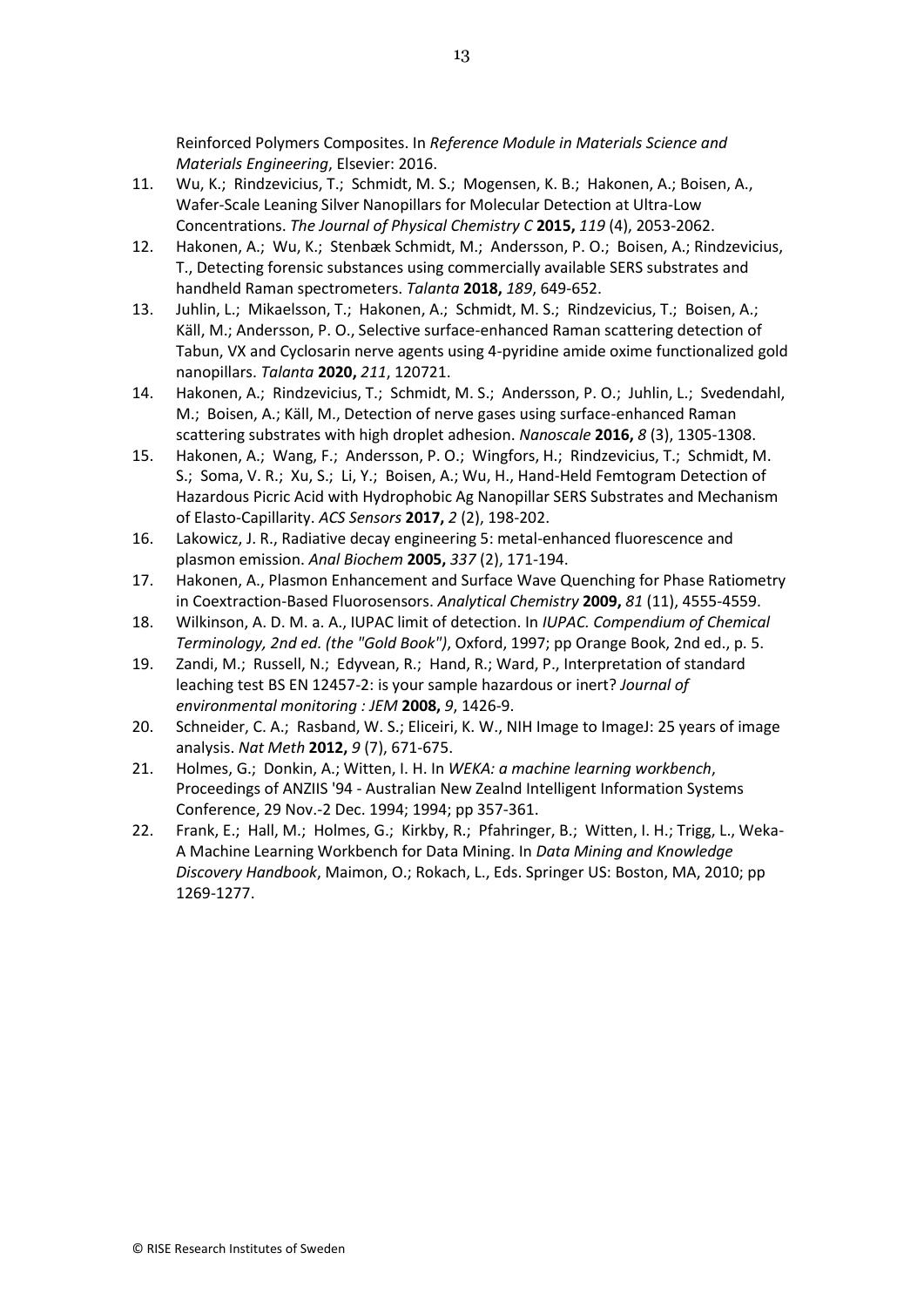Reinforced Polymers Composites. In *Reference Module in Materials Science and Materials Engineering*, Elsevier: 2016.

11. Wu, K.; Rindzevicius, T.; Schmidt, M. S.; Mogensen, K. B.; Hakonen, A.; Boisen, A., Wafer-Scale Leaning Silver Nanopillars for Molecular Detection at Ultra-Low Concentrations. *The Journal of Physical Chemistry C* **2015,** *119* (4), 2053-2062.
12. Hakonen, A.; Wu, K.; Stenbæk Schmidt, M.; Andersson, P. O.; Boisen, A.; Rindzevicius, T., Detecting forensic substances using commercially available SERS substrates and handheld Raman spectrometers. *Talanta* **2018,** *189*, 649-652.
13. Juhlin, L.; Mikaelsson, T.; Hakonen, A.; Schmidt, M. S.; Rindzevicius, T.; Boisen, A.; Käll, M.; Andersson, P. O., Selective surface-enhanced Raman scattering detection of Tabun, VX and Cyclosarin nerve agents using 4-pyridine amide oxime functionalized gold nanopillars. *Talanta* **2020,** *211*, 120721.
14. Hakonen, A.; Rindzevicius, T.; Schmidt, M. S.; Andersson, P. O.; Juhlin, L.; Svedendahl, M.; Boisen, A.; Käll, M., Detection of nerve gases using surface-enhanced Raman scattering substrates with high droplet adhesion. *Nanoscale* **2016,** *8* (3), 1305-1308.
15. Hakonen, A.; Wang, F.; Andersson, P. O.; Wingfors, H.; Rindzevicius, T.; Schmidt, M. S.; Soma, V. R.; Xu, S.; Li, Y.; Boisen, A.; Wu, H., Hand-Held Femtogram Detection of Hazardous Picric Acid with Hydrophobic Ag Nanopillar SERS Substrates and Mechanism of Elasto-Capillarity. *ACS Sensors* **2017,** *2* (2), 198-202.
16. Lakowicz, J. R., Radiative decay engineering 5: metal-enhanced fluorescence and plasmon emission. *Anal Biochem* **2005,** *337* (2), 171-194.
17. Hakonen, A., Plasmon Enhancement and Surface Wave Quenching for Phase Ratiometry in Coextraction-Based Fluorosensors. *Analytical Chemistry* **2009,** *81* (11), 4555-4559.
18. Wilkinson, A. D. M. a. A., IUPAC limit of detection. In *IUPAC. Compendium of Chemical Terminology, 2nd ed. (the "Gold Book")*, Oxford, 1997; pp Orange Book, 2nd ed., p. 5.
19. Zandi, M.; Russell, N.; Edyvean, R.; Hand, R.; Ward, P., Interpretation of standard leaching test BS EN 12457-2: is your sample hazardous or inert? *Journal of environmental monitoring : JEM* **2008,** *9*, 1426-9.
20. Schneider, C. A.; Rasband, W. S.; Eliceiri, K. W., NIH Image to ImageJ: 25 years of image analysis. *Nat Meth* **2012,** *9* (7), 671-675.
21. Holmes, G.; Donkin, A.; Witten, I. H. In *WEKA: a machine learning workbench*, Proceedings of ANZIIS '94 - Australian New Zealnd Intelligent Information Systems Conference, 29 Nov.-2 Dec. 1994; 1994; pp 357-361.
22. Frank, E.; Hall, M.; Holmes, G.; Kirkby, R.; Pfahringer, B.; Witten, I. H.; Trigg, L., Weka-A Machine Learning Workbench for Data Mining. In *Data Mining and Knowledge Discovery Handbook*, Maimon, O.; Rokach, L., Eds. Springer US: Boston, MA, 2010; pp 1269-1277.

© RISE Research Institutes of Sweden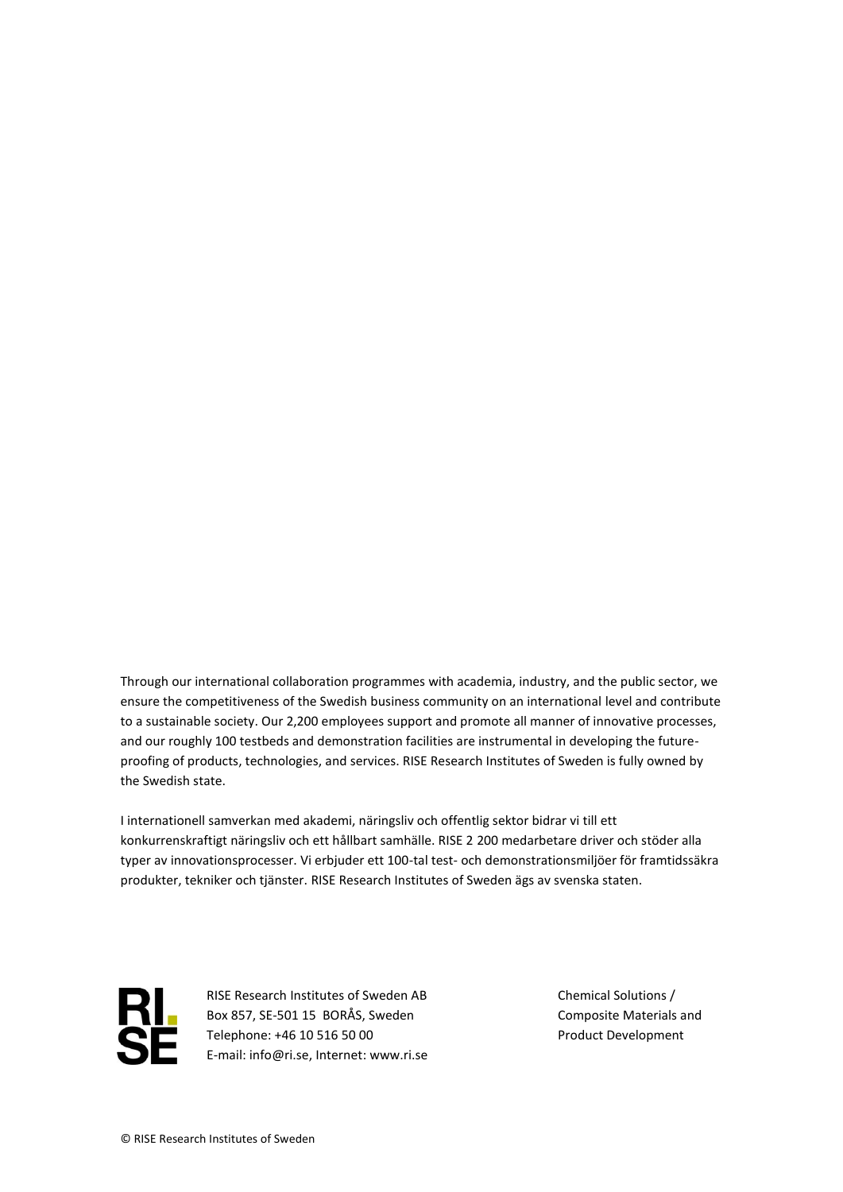Through our international collaboration programmes with academia, industry, and the public sector, we ensure the competitiveness of the Swedish business community on an international level and contribute to a sustainable society. Our 2,200 employees support and promote all manner of innovative processes, and our roughly 100 testbeds and demonstration facilities are instrumental in developing the future-proofing of products, technologies, and services. RISE Research Institutes of Sweden is fully owned by the Swedish state.

I internationell samverkan med akademi, näringsliv och offentlig sektor bidrar vi till ett konkurrenskraftigt näringsliv och ett hållbart samhälle. RISE 2 200 medarbetare driver och stöder alla typer av innovationsprocesser. Vi erbjuder ett 100-tal test- och demonstrationsmiljöer för framtidssäkra produkter, tekniker och tjänster. RISE Research Institutes of Sweden ägs av svenska staten.

RI.
SE

RISE Research Institutes of Sweden AB
Box 857, SE-501 15 BORÅS, Sweden
Telephone: +46 10 516 50 00
E-mail: info@ri.se, Internet: www.ri.se

Chemical Solutions /
Composite Materials and
Product Development

© RISE Research Institutes of Sweden